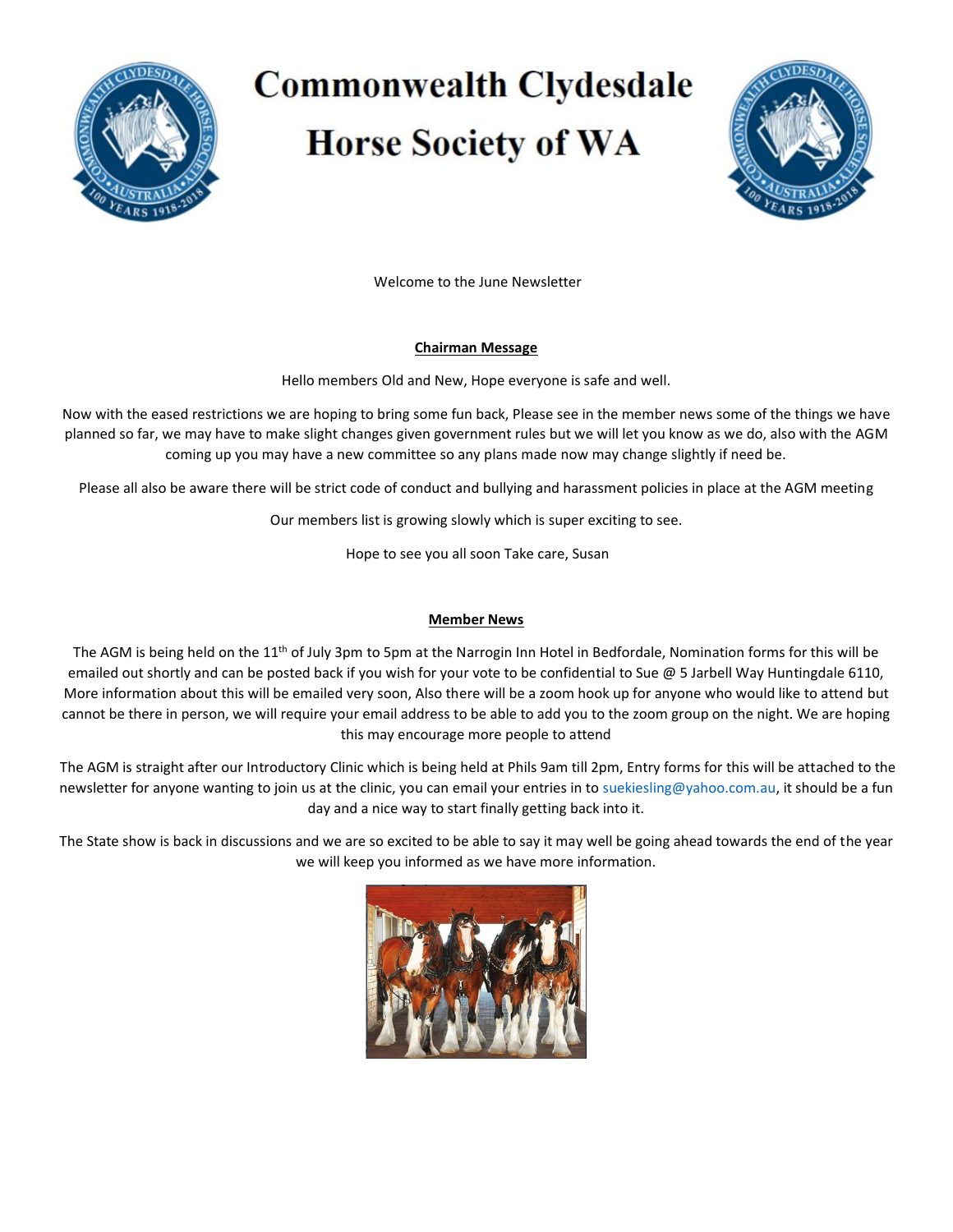# Commonwealth Clydesdale Horse Society of WA

Welcome to the June Newsletter

## Chairman Message

Hello members Old and New, Hope everyone is safe and well.

Now with the eased restrictions we are hoping to bring some fun back, Please see in the member news some of the things we have planned so far, we may have to make slight changes given government rules but we will let you know as we do, also with the AGM coming up you may have a new committee so any plans made now may change slightly if need be.

Please all also be aware there will be strict code of conduct and bullying and harassment policies in place at the AGM meeting

Our members list is growing slowly which is super exciting to see.

Hope to see you all soon Take care, Susan

## Member News

The AGM is being held on the 11th of July 3pm to 5pm at the Narrogin Inn Hotel in Bedfordale, Nomination forms for this will be emailed out shortly and can be posted back if you wish for your vote to be confidential to Sue @ 5 Jarbell Way Huntingdale 6110, More information about this will be emailed very soon, Also there will be a zoom hook up for anyone who would like to attend but cannot be there in person, we will require your email address to be able to add you to the zoom group on the night. We are hoping this may encourage more people to attend

The AGM is straight after our Introductory Clinic which is being held at Phils 9am till 2pm, Entry forms for this will be attached to the newsletter for anyone wanting to join us at the clinic, you can email your entries in to suekiesling@yahoo.com.au, it should be a fun day and a nice way to start finally getting back into it.

The State show is back in discussions and we are so excited to be able to say it may well be going ahead towards the end of the year we will keep you informed as we have more information.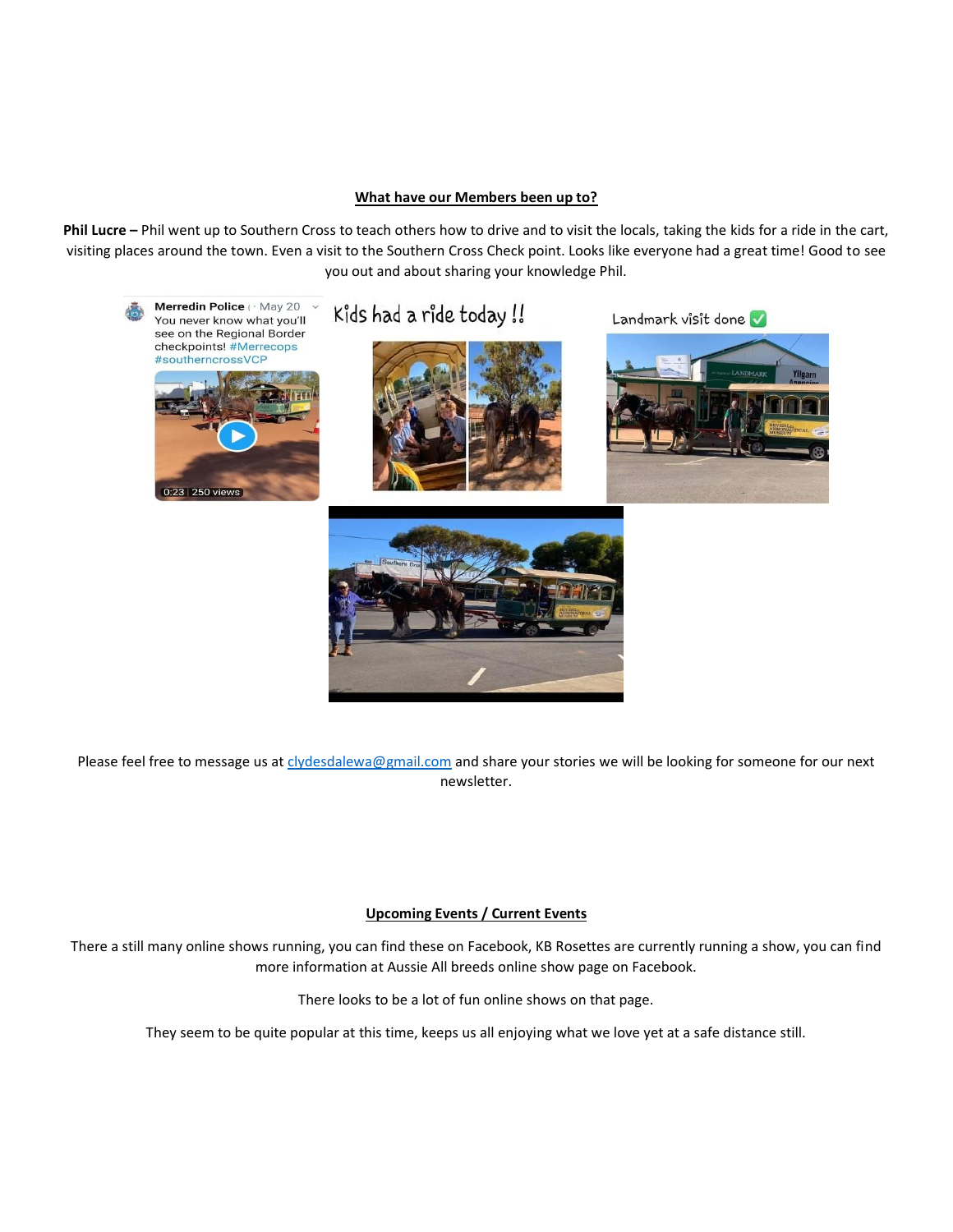## **What have our Members been up to?**

**Phil Lucre –** Phil went up to Southern Cross to teach others how to drive and to visit the locals, taking the kids for a ride in the cart, visiting places around the town. Even a visit to the Southern Cross Check point. Looks like everyone had a great time! Good to see you out and about sharing your knowledge Phil.

Please feel free to message us at clydesdalewa@gmail.com and share your stories we will be looking for someone for our next newsletter.

## **Upcoming Events / Current Events**

There a still many online shows running, you can find these on Facebook, KB Rosettes are currently running a show, you can find more information at Aussie All breeds online show page on Facebook.

There looks to be a lot of fun online shows on that page.

They seem to be quite popular at this time, keeps us all enjoying what we love yet at a safe distance still.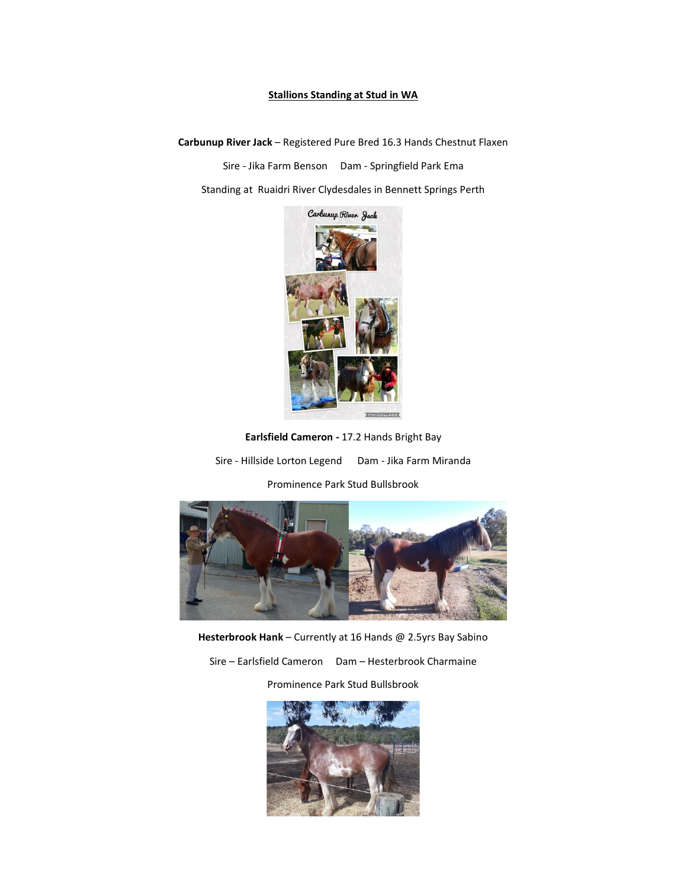## Stallions Standing at Stud in WA

**Carbunup River Jack** – Registered Pure Bred 16.3 Hands Chestnut Flaxen

Sire - Jika Farm Benson Dam - Springfield Park Ema

Standing at Ruaidri River Clydesdales in Bennett Springs Perth

**Earlsfield Cameron -** 17.2 Hands Bright Bay

Sire - Hillside Lorton Legend Dam - Jika Farm Miranda

Prominence Park Stud Bullsbrook

**Hesterbrook Hank** – Currently at 16 Hands @ 2.5yrs Bay Sabino

Sire – Earlsfield Cameron Dam – Hesterbrook Charmaine

Prominence Park Stud Bullsbrook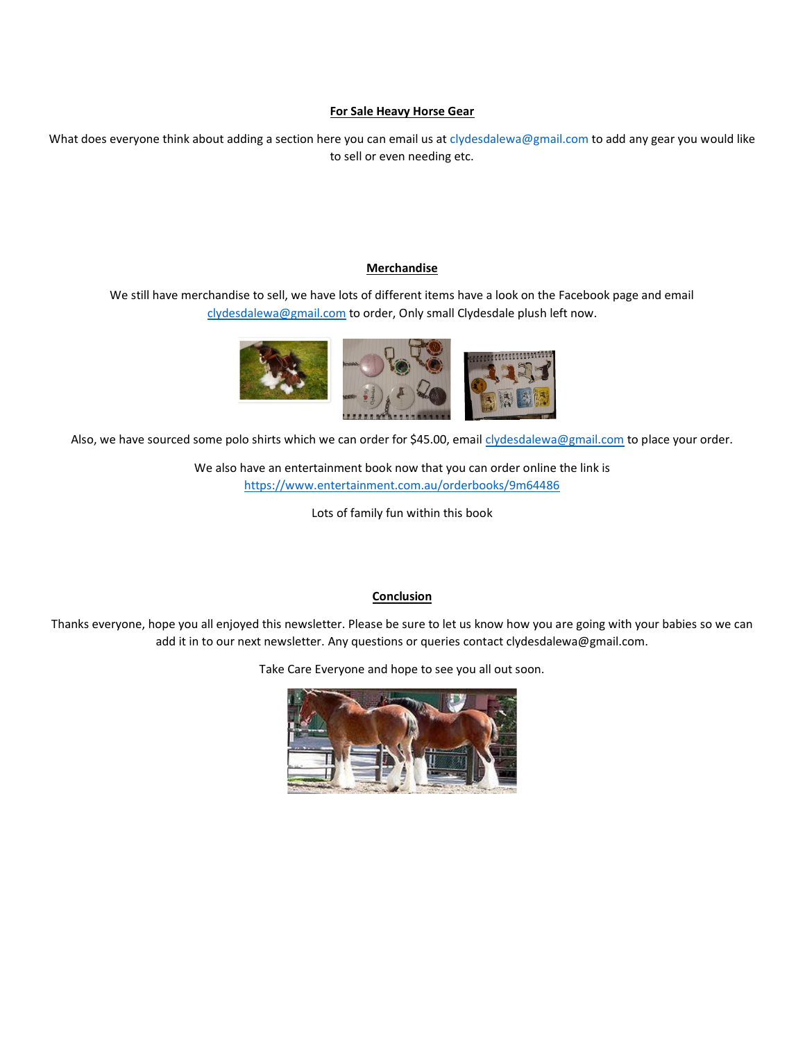**For Sale Heavy Horse Gear**

What does everyone think about adding a section here you can email us at clydesdalewa@gmail.com to add any gear you would like to sell or even needing etc.

**Merchandise**

We still have merchandise to sell, we have lots of different items have a look on the Facebook page and email clydesdalewa@gmail.com to order, Only small Clydesdale plush left now.

Also, we have sourced some polo shirts which we can order for $45.00, email clydesdalewa@gmail.com to place your order.

We also have an entertainment book now that you can order online the link is https://www.entertainment.com.au/orderbooks/9m64486

Lots of family fun within this book

**Conclusion**

Thanks everyone, hope you all enjoyed this newsletter. Please be sure to let us know how you are going with your babies so we can add it in to our next newsletter. Any questions or queries contact clydesdalewa@gmail.com.

Take Care Everyone and hope to see you all out soon.